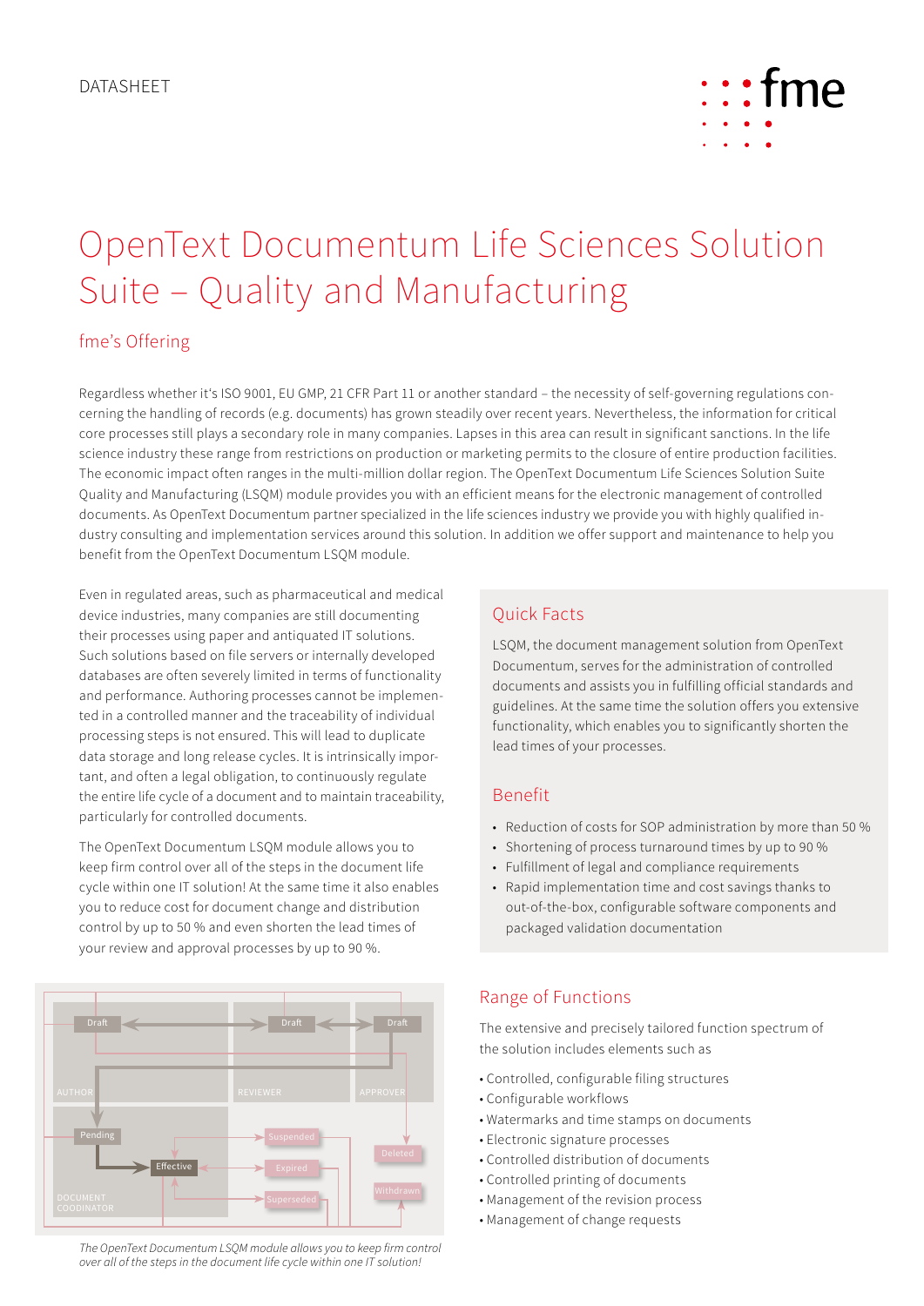DATASHEET

# OpenText Documentum Life Sciences Solution Suite – Quality and Manufacturing

## fme's Offering

Regardless whether it's ISO 9001, EU GMP, 21 CFR Part 11 or another standard – the necessity of self-governing regulations concerning the handling of records (e.g. documents) has grown steadily over recent years. Nevertheless, the information for critical core processes still plays a secondary role in many companies. Lapses in this area can result in significant sanctions. In the life science industry these range from restrictions on production or marketing permits to the closure of entire production facilities. The economic impact often ranges in the multi-million dollar region. The OpenText Documentum Life Sciences Solution Suite Quality and Manufacturing (LSQM) module provides you with an efficient means for the electronic management of controlled documents. As OpenText Documentum partner specialized in the life sciences industry we provide you with highly qualified industry consulting and implementation services around this solution. In addition we offer support and maintenance to help you benefit from the OpenText Documentum LSQM module.

Even in regulated areas, such as pharmaceutical and medical device industries, many companies are still documenting their processes using paper and antiquated IT solutions. Such solutions based on file servers or internally developed databases are often severely limited in terms of functionality and performance. Authoring processes cannot be implemented in a controlled manner and the traceability of individual processing steps is not ensured. This will lead to duplicate data storage and long release cycles. It is intrinsically important, and often a legal obligation, to continuously regulate the entire life cycle of a document and to maintain traceability, particularly for controlled documents.

The OpenText Documentum LSQM module allows you to keep firm control over all of the steps in the document life cycle within one IT solution! At the same time it also enables you to reduce cost for document change and distribution control by up to 50 % and even shorten the lead times of your review and approval processes by up to 90 %.

*The OpenText Documentum LSQM module allows you to keep firm control over all of the steps in the document life cycle within one IT solution!*

### Quick Facts

LSQM, the document management solution from OpenText Documentum, serves for the administration of controlled documents and assists you in fulfilling official standards and guidelines. At the same time the solution offers you extensive functionality, which enables you to significantly shorten the lead times of your processes.

### Benefit

- Reduction of costs for SOP administration by more than 50 %
- Shortening of process turnaround times by up to 90 %
- Fulfillment of legal and compliance requirements
- Rapid implementation time and cost savings thanks to out-of-the-box, configurable software components and packaged validation documentation

## Range of Functions

The extensive and precisely tailored function spectrum of the solution includes elements such as

- Controlled, configurable filing structures
- Configurable workflows
- Watermarks and time stamps on documents
- Electronic signature processes
- Controlled distribution of documents
- Controlled printing of documents
- Management of the revision process
- Management of change requests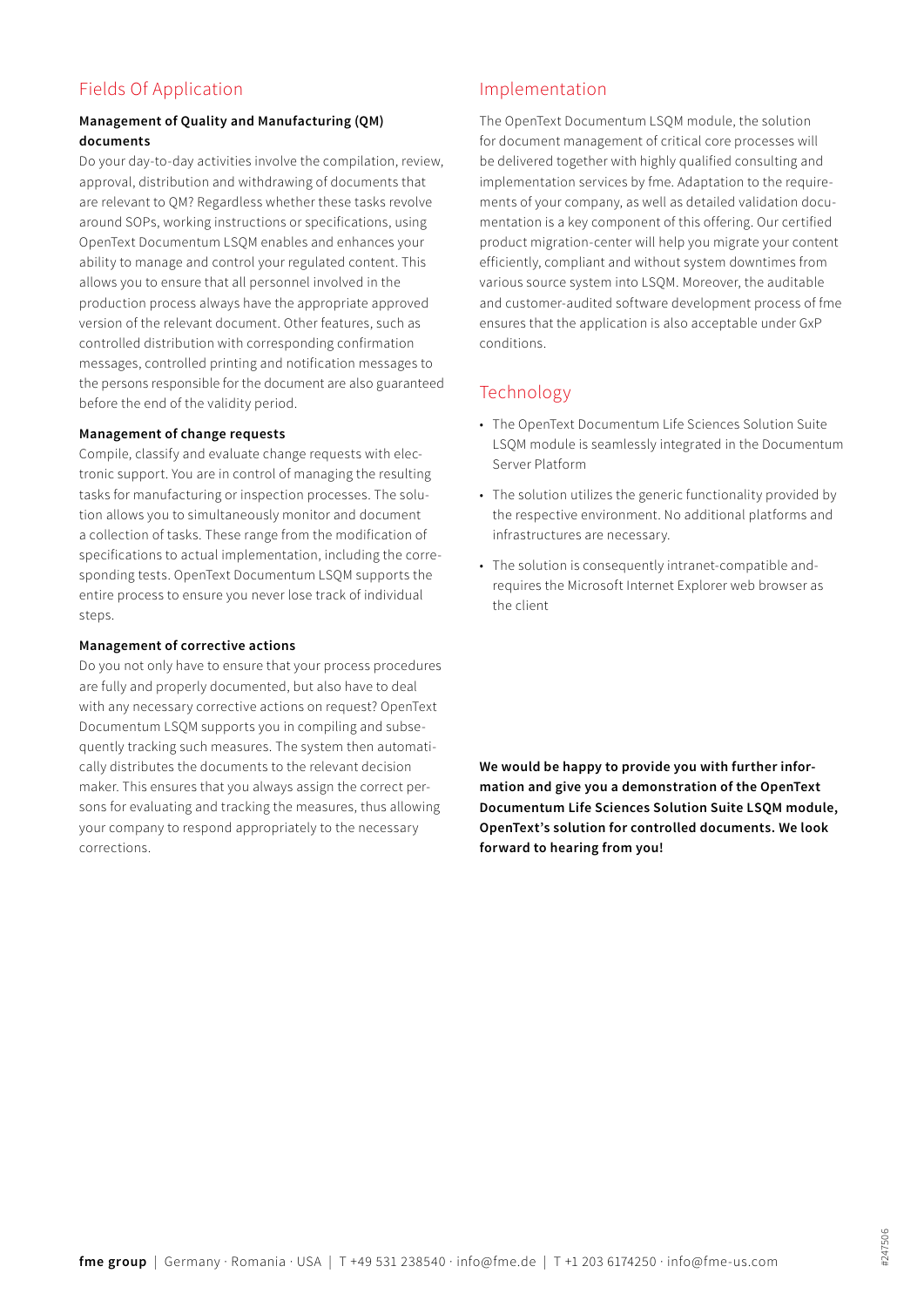## Fields Of Application

### Management of Quality and Manufacturing (QM) documents

Do your day-to-day activities involve the compilation, review, approval, distribution and withdrawing of documents that are relevant to QM? Regardless whether these tasks revolve around SOPs, working instructions or specifications, using OpenText Documentum LSQM enables and enhances your ability to manage and control your regulated content. This allows you to ensure that all personnel involved in the production process always have the appropriate approved version of the relevant document. Other features, such as controlled distribution with corresponding confirmation messages, controlled printing and notification messages to the persons responsible for the document are also guaranteed before the end of the validity period.

### Management of change requests

Compile, classify and evaluate change requests with electronic support. You are in control of managing the resulting tasks for manufacturing or inspection processes. The solution allows you to simultaneously monitor and document a collection of tasks. These range from the modification of specifications to actual implementation, including the corresponding tests. OpenText Documentum LSQM supports the entire process to ensure you never lose track of individual steps.

### Management of corrective actions

Do you not only have to ensure that your process procedures are fully and properly documented, but also have to deal with any necessary corrective actions on request? OpenText Documentum LSQM supports you in compiling and subsequently tracking such measures. The system then automatically distributes the documents to the relevant decision maker. This ensures that you always assign the correct persons for evaluating and tracking the measures, thus allowing your company to respond appropriately to the necessary corrections.

## Implementation

The OpenText Documentum LSQM module, the solution for document management of critical core processes will be delivered together with highly qualified consulting and implementation services by fme. Adaptation to the requirements of your company, as well as detailed validation documentation is a key component of this offering. Our certified product migration-center will help you migrate your content efficiently, compliant and without system downtimes from various source system into LSQM. Moreover, the auditable and customer-audited software development process of fme ensures that the application is also acceptable under GxP conditions.

## Technology

- The OpenText Documentum Life Sciences Solution Suite LSQM module is seamlessly integrated in the Documentum Server Platform
- The solution utilizes the generic functionality provided by the respective environment. No additional platforms and infrastructures are necessary.
- The solution is consequently intranet-compatible and-requires the Microsoft Internet Explorer web browser as the client

**We would be happy to provide you with further information and give you a demonstration of the OpenText Documentum Life Sciences Solution Suite LSQM module, OpenText's solution for controlled documents. We look forward to hearing from you!**

**fme group** | Germany · Romania · USA | T +49 531 238540 · info@fme.de | T +1 203 6174250 · info@fme-us.com

#247506